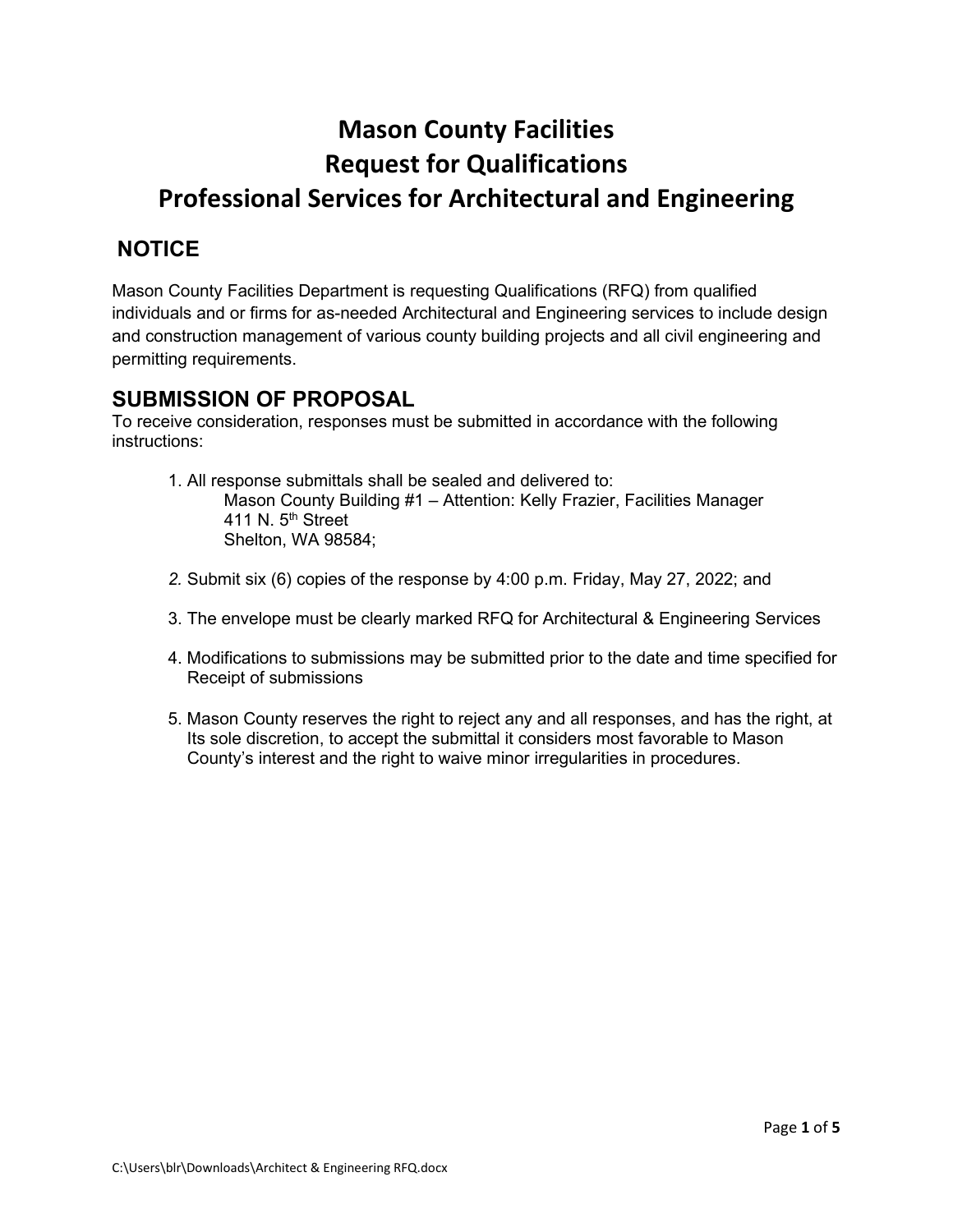# Mason County Facilities
# Request for Qualifications
# Professional Services for Architectural and Engineering

## NOTICE

Mason County Facilities Department is requesting Qualifications (RFQ) from qualified individuals and or firms for as-needed Architectural and Engineering services to include design and construction management of various county building projects and all civil engineering and permitting requirements.

## SUBMISSION OF PROPOSAL

To receive consideration, responses must be submitted in accordance with the following instructions:

1. All response submittals shall be sealed and delivered to:
   Mason County Building #1 – Attention: Kelly Frazier, Facilities Manager
   411 N. 5th Street
   Shelton, WA 98584;

2. Submit six (6) copies of the response by 4:00 p.m. Friday, May 27, 2022; and

3. The envelope must be clearly marked RFQ for Architectural & Engineering Services

4. Modifications to submissions may be submitted prior to the date and time specified for Receipt of submissions

5. Mason County reserves the right to reject any and all responses, and has the right, at Its sole discretion, to accept the submittal it considers most favorable to Mason County's interest and the right to waive minor irregularities in procedures.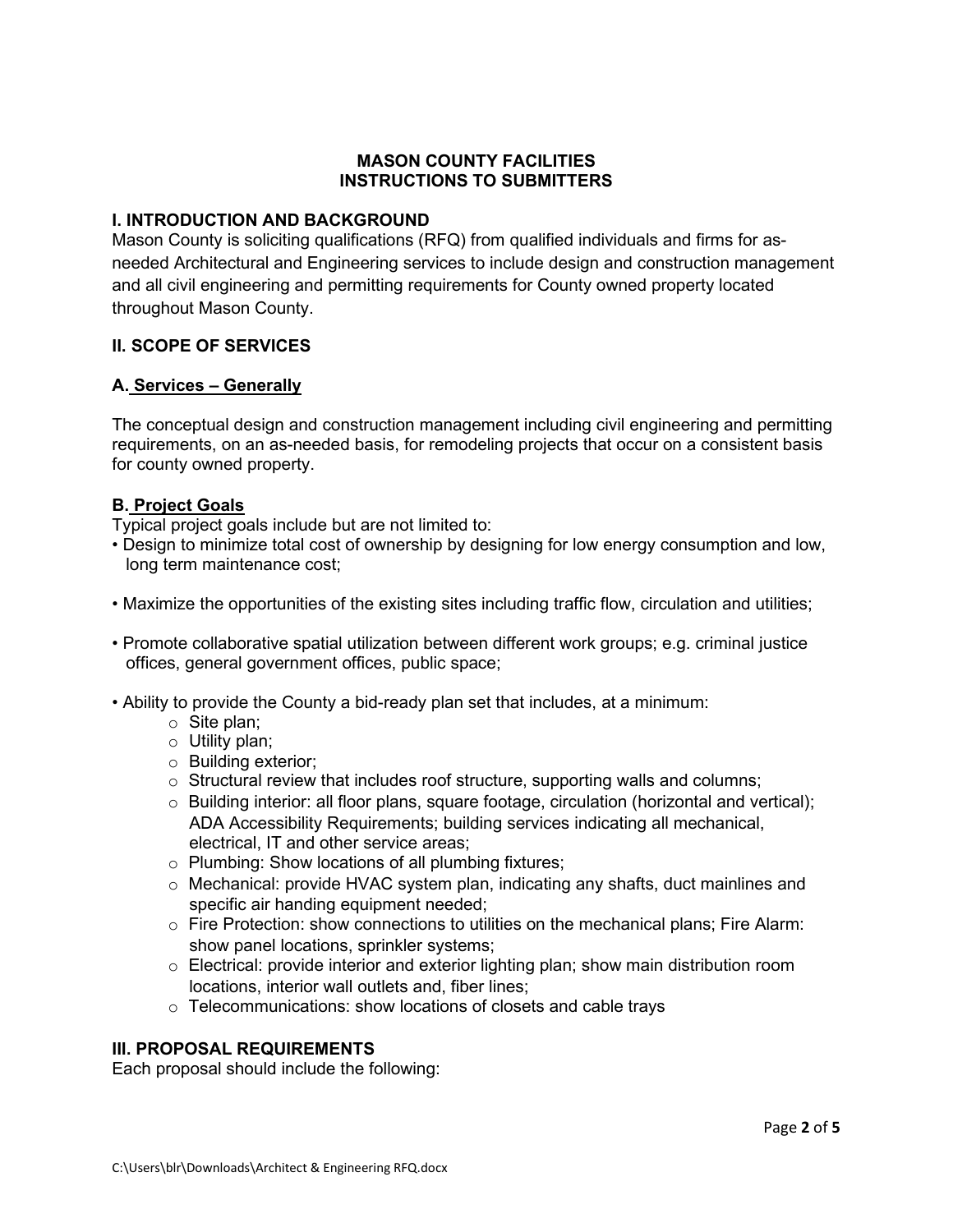**MASON COUNTY FACILITIES**
**INSTRUCTIONS TO SUBMITTERS**

## I. INTRODUCTION AND BACKGROUND

Mason County is soliciting qualifications (RFQ) from qualified individuals and firms for as-needed Architectural and Engineering services to include design and construction management and all civil engineering and permitting requirements for County owned property located throughout Mason County.

## II. SCOPE OF SERVICES

### A. Services – Generally

The conceptual design and construction management including civil engineering and permitting requirements, on an as-needed basis, for remodeling projects that occur on a consistent basis for county owned property.

### B. Project Goals

Typical project goals include but are not limited to:

- Design to minimize total cost of ownership by designing for low energy consumption and low, long term maintenance cost;
- Maximize the opportunities of the existing sites including traffic flow, circulation and utilities;
- Promote collaborative spatial utilization between different work groups; e.g. criminal justice offices, general government offices, public space;
- Ability to provide the County a bid-ready plan set that includes, at a minimum:
  - Site plan;
  - Utility plan;
  - Building exterior;
  - Structural review that includes roof structure, supporting walls and columns;
  - Building interior: all floor plans, square footage, circulation (horizontal and vertical); ADA Accessibility Requirements; building services indicating all mechanical, electrical, IT and other service areas;
  - Plumbing: Show locations of all plumbing fixtures;
  - Mechanical: provide HVAC system plan, indicating any shafts, duct mainlines and specific air handing equipment needed;
  - Fire Protection: show connections to utilities on the mechanical plans; Fire Alarm: show panel locations, sprinkler systems;
  - Electrical: provide interior and exterior lighting plan; show main distribution room locations, interior wall outlets and, fiber lines;
  - Telecommunications: show locations of closets and cable trays

## III. PROPOSAL REQUIREMENTS

Each proposal should include the following: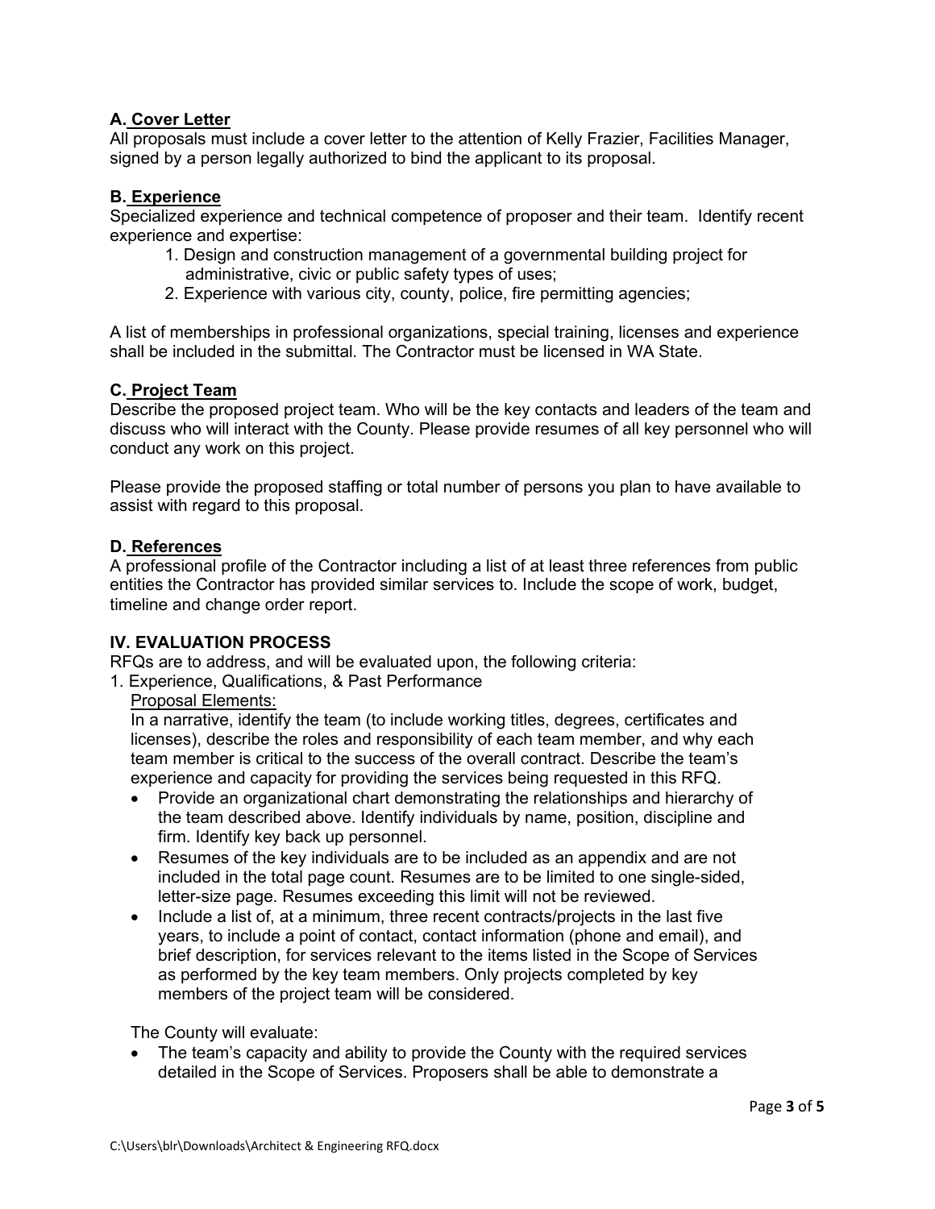**A. Cover Letter**

All proposals must include a cover letter to the attention of Kelly Frazier, Facilities Manager, signed by a person legally authorized to bind the applicant to its proposal.

**B. Experience**

Specialized experience and technical competence of proposer and their team. Identify recent experience and expertise:

1. Design and construction management of a governmental building project for administrative, civic or public safety types of uses;
2. Experience with various city, county, police, fire permitting agencies;

A list of memberships in professional organizations, special training, licenses and experience shall be included in the submittal. The Contractor must be licensed in WA State.

**C. Project Team**

Describe the proposed project team. Who will be the key contacts and leaders of the team and discuss who will interact with the County. Please provide resumes of all key personnel who will conduct any work on this project.

Please provide the proposed staffing or total number of persons you plan to have available to assist with regard to this proposal.

**D. References**

A professional profile of the Contractor including a list of at least three references from public entities the Contractor has provided similar services to. Include the scope of work, budget, timeline and change order report.

## IV. EVALUATION PROCESS

RFQs are to address, and will be evaluated upon, the following criteria:

1. Experience, Qualifications, & Past Performance

   Proposal Elements:

   In a narrative, identify the team (to include working titles, degrees, certificates and licenses), describe the roles and responsibility of each team member, and why each team member is critical to the success of the overall contract. Describe the team's experience and capacity for providing the services being requested in this RFQ.

   - Provide an organizational chart demonstrating the relationships and hierarchy of the team described above. Identify individuals by name, position, discipline and firm. Identify key back up personnel.
   - Resumes of the key individuals are to be included as an appendix and are not included in the total page count. Resumes are to be limited to one single-sided, letter-size page. Resumes exceeding this limit will not be reviewed.
   - Include a list of, at a minimum, three recent contracts/projects in the last five years, to include a point of contact, contact information (phone and email), and brief description, for services relevant to the items listed in the Scope of Services as performed by the key team members. Only projects completed by key members of the project team will be considered.

   The County will evaluate:

   - The team's capacity and ability to provide the County with the required services detailed in the Scope of Services. Proposers shall be able to demonstrate a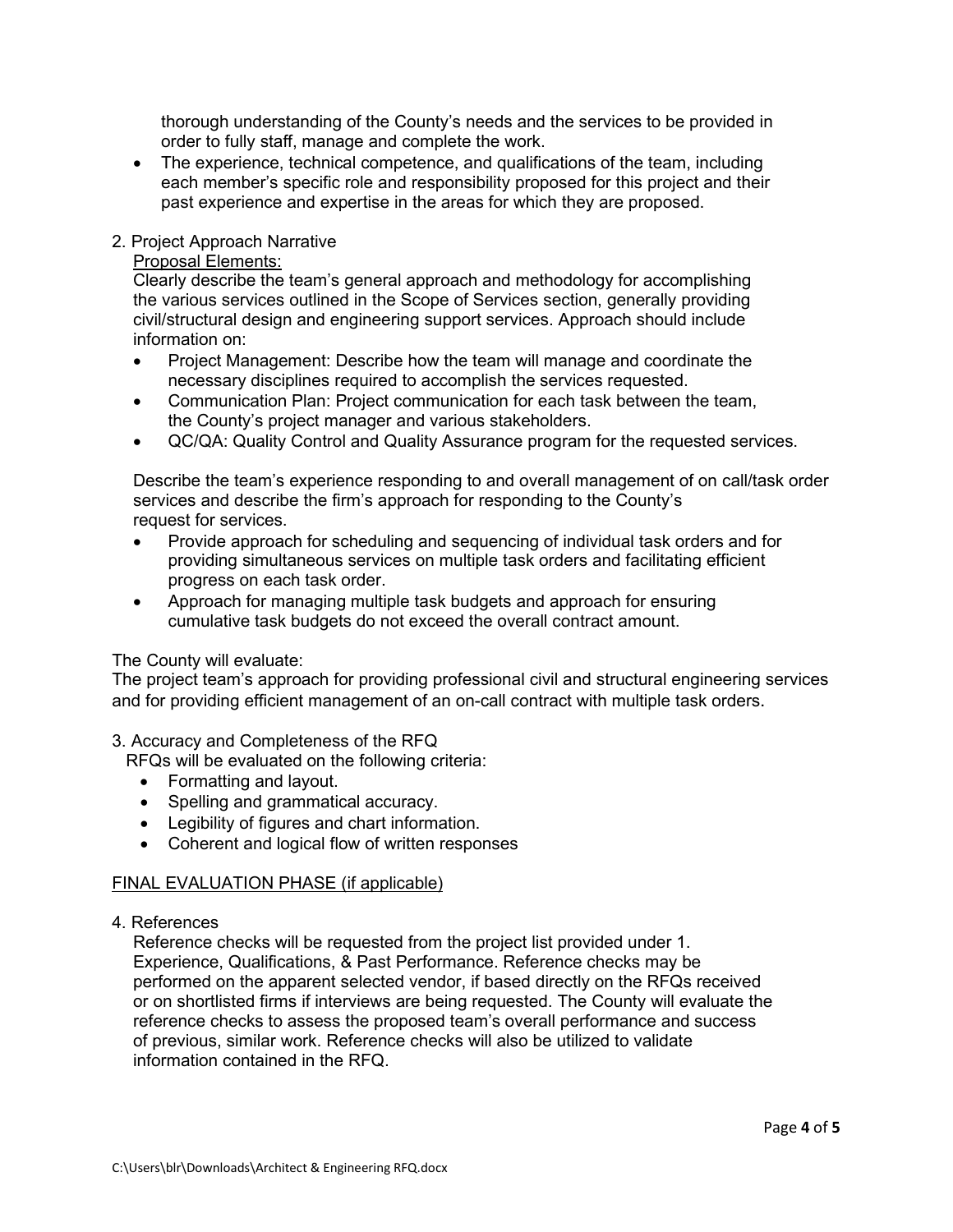thorough understanding of the County's needs and the services to be provided in order to fully staff, manage and complete the work.

- The experience, technical competence, and qualifications of the team, including each member's specific role and responsibility proposed for this project and their past experience and expertise in the areas for which they are proposed.

2. Project Approach Narrative

Proposal Elements:

Clearly describe the team's general approach and methodology for accomplishing the various services outlined in the Scope of Services section, generally providing civil/structural design and engineering support services. Approach should include information on:

- Project Management: Describe how the team will manage and coordinate the necessary disciplines required to accomplish the services requested.
- Communication Plan: Project communication for each task between the team, the County's project manager and various stakeholders.
- QC/QA: Quality Control and Quality Assurance program for the requested services.

Describe the team's experience responding to and overall management of on call/task order services and describe the firm's approach for responding to the County's request for services.

- Provide approach for scheduling and sequencing of individual task orders and for providing simultaneous services on multiple task orders and facilitating efficient progress on each task order.
- Approach for managing multiple task budgets and approach for ensuring cumulative task budgets do not exceed the overall contract amount.

The County will evaluate:

The project team's approach for providing professional civil and structural engineering services and for providing efficient management of an on-call contract with multiple task orders.

3. Accuracy and Completeness of the RFQ

RFQs will be evaluated on the following criteria:

- Formatting and layout.
- Spelling and grammatical accuracy.
- Legibility of figures and chart information.
- Coherent and logical flow of written responses

FINAL EVALUATION PHASE (if applicable)

4. References

Reference checks will be requested from the project list provided under 1. Experience, Qualifications, & Past Performance. Reference checks may be performed on the apparent selected vendor, if based directly on the RFQs received or on shortlisted firms if interviews are being requested. The County will evaluate the reference checks to assess the proposed team's overall performance and success of previous, similar work. Reference checks will also be utilized to validate information contained in the RFQ.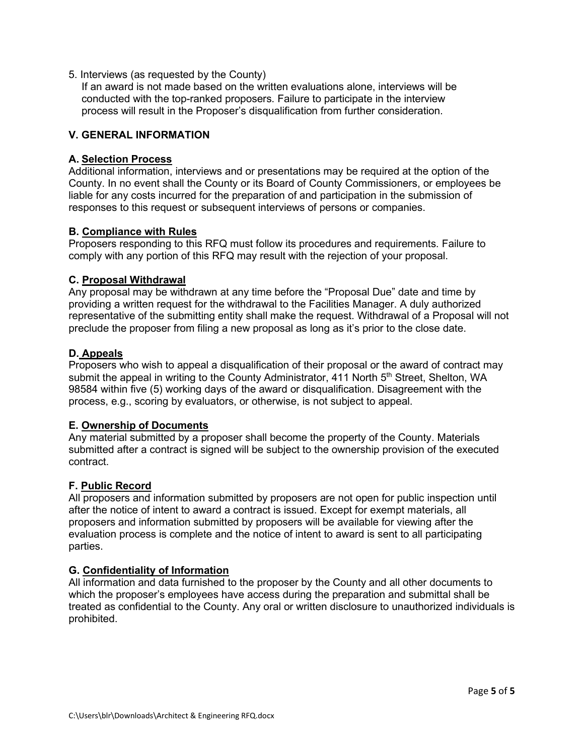5. Interviews (as requested by the County)
   If an award is not made based on the written evaluations alone, interviews will be conducted with the top-ranked proposers. Failure to participate in the interview process will result in the Proposer's disqualification from further consideration.

## V. GENERAL INFORMATION

### A. Selection Process

Additional information, interviews and or presentations may be required at the option of the County. In no event shall the County or its Board of County Commissioners, or employees be liable for any costs incurred for the preparation of and participation in the submission of responses to this request or subsequent interviews of persons or companies.

### B. Compliance with Rules

Proposers responding to this RFQ must follow its procedures and requirements. Failure to comply with any portion of this RFQ may result with the rejection of your proposal.

### C. Proposal Withdrawal

Any proposal may be withdrawn at any time before the "Proposal Due" date and time by providing a written request for the withdrawal to the Facilities Manager. A duly authorized representative of the submitting entity shall make the request. Withdrawal of a Proposal will not preclude the proposer from filing a new proposal as long as it's prior to the close date.

### D. Appeals

Proposers who wish to appeal a disqualification of their proposal or the award of contract may submit the appeal in writing to the County Administrator, 411 North 5th Street, Shelton, WA 98584 within five (5) working days of the award or disqualification. Disagreement with the process, e.g., scoring by evaluators, or otherwise, is not subject to appeal.

### E. Ownership of Documents

Any material submitted by a proposer shall become the property of the County. Materials submitted after a contract is signed will be subject to the ownership provision of the executed contract.

### F. Public Record

All proposers and information submitted by proposers are not open for public inspection until after the notice of intent to award a contract is issued. Except for exempt materials, all proposers and information submitted by proposers will be available for viewing after the evaluation process is complete and the notice of intent to award is sent to all participating parties.

### G. Confidentiality of Information

All information and data furnished to the proposer by the County and all other documents to which the proposer's employees have access during the preparation and submittal shall be treated as confidential to the County. Any oral or written disclosure to unauthorized individuals is prohibited.

C:\Users\blr\Downloads\Architect & Engineering RFQ.docx